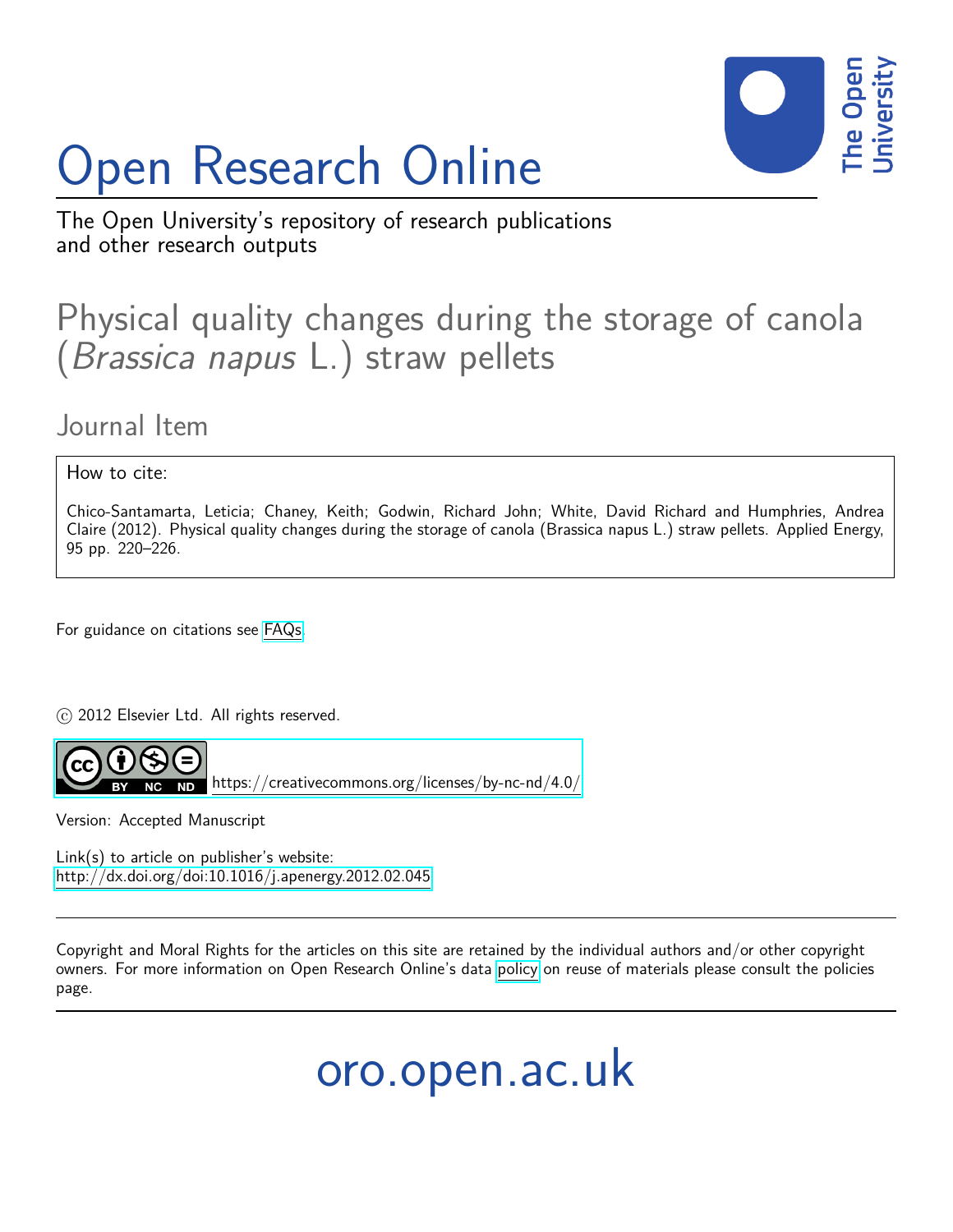# Open Research Online

The Open University's repository of research publications and other research outputs

# Physical quality changes during the storage of canola (*Brassica napus* L.) straw pellets

## Journal Item

How to cite:

Chico-Santamarta, Leticia; Chaney, Keith; Godwin, Richard John; White, David Richard and Humphries, Andrea Claire (2012). Physical quality changes during the storage of canola (Brassica napus L.) straw pellets. Applied Energy, 95 pp. 220–226.

For guidance on citations see FAQs.

© 2012 Elsevier Ltd. All rights reserved.

https://creativecommons.org/licenses/by-nc-nd/4.0/

Version: Accepted Manuscript

Link(s) to article on publisher's website:
http://dx.doi.org/doi:10.1016/j.apenergy.2012.02.045

Copyright and Moral Rights for the articles on this site are retained by the individual authors and/or other copyright owners. For more information on Open Research Online's data policy on reuse of materials please consult the policies page.

oro.open.ac.uk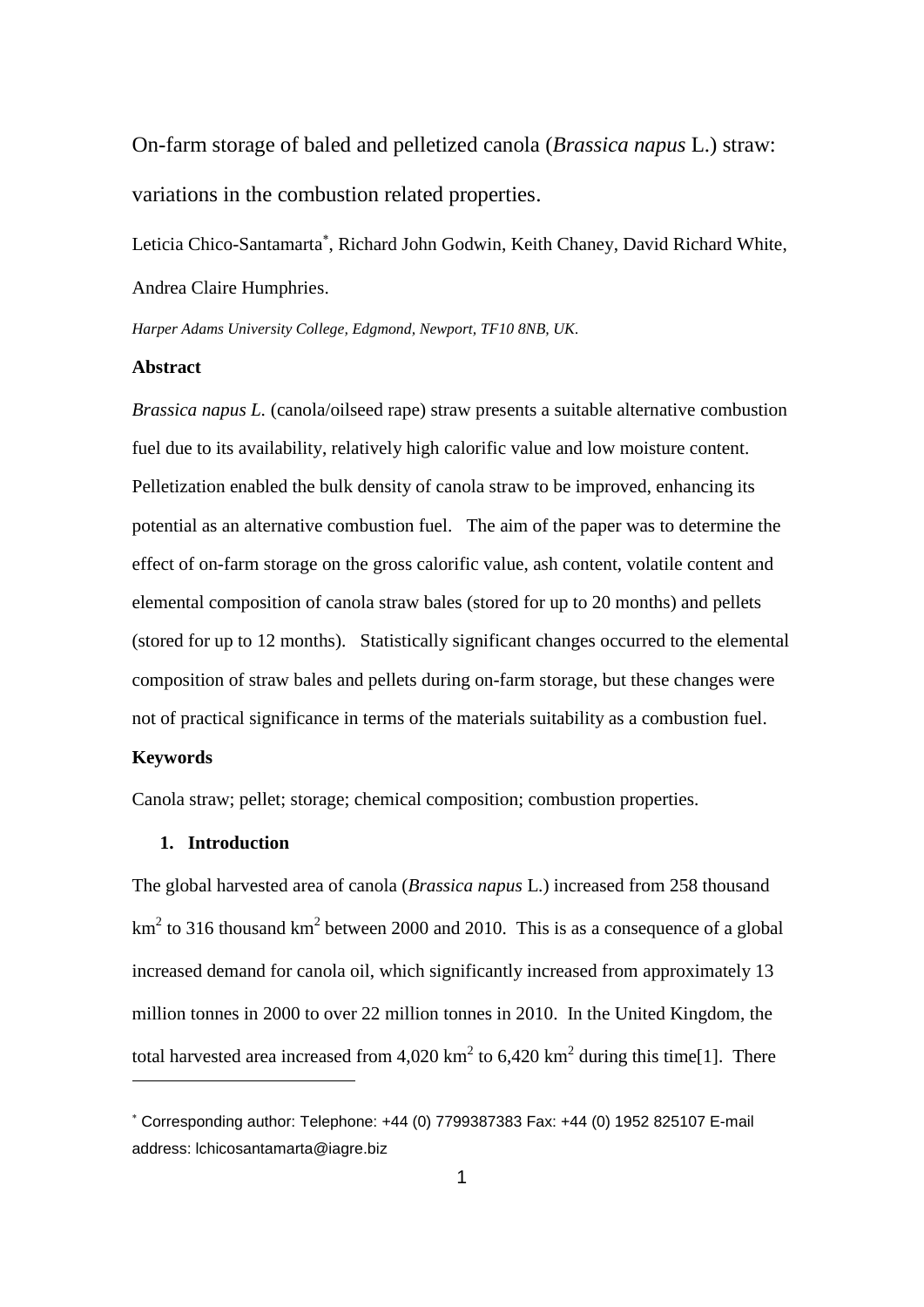On-farm storage of baled and pelletized canola (*Brassica napus* L.) straw: variations in the combustion related properties.

Leticia Chico-Santamarta[*], Richard John Godwin, Keith Chaney, David Richard White, Andrea Claire Humphries.

*Harper Adams University College, Edgmond, Newport, TF10 8NB, UK.*

**Abstract**

*Brassica napus L.* (canola/oilseed rape) straw presents a suitable alternative combustion fuel due to its availability, relatively high calorific value and low moisture content. Pelletization enabled the bulk density of canola straw to be improved, enhancing its potential as an alternative combustion fuel. The aim of the paper was to determine the effect of on-farm storage on the gross calorific value, ash content, volatile content and elemental composition of canola straw bales (stored for up to 20 months) and pellets (stored for up to 12 months). Statistically significant changes occurred to the elemental composition of straw bales and pellets during on-farm storage, but these changes were not of practical significance in terms of the materials suitability as a combustion fuel.

**Keywords**

Canola straw; pellet; storage; chemical composition; combustion properties.

## 1. Introduction

The global harvested area of canola (*Brassica napus* L.) increased from 258 thousand $km^2$ to 316 thousand $km^2$ between 2000 and 2010. This is as a consequence of a global increased demand for canola oil, which significantly increased from approximately 13 million tonnes in 2000 to over 22 million tonnes in 2010. In the United Kingdom, the total harvested area increased from 4,020 $km^2$ to 6,420 $km^2$ during this time[1]. There

[*] Corresponding author: Telephone: +44 (0) 7799387383 Fax: +44 (0) 1952 825107 E-mail address: lchicosantamarta@iagre.biz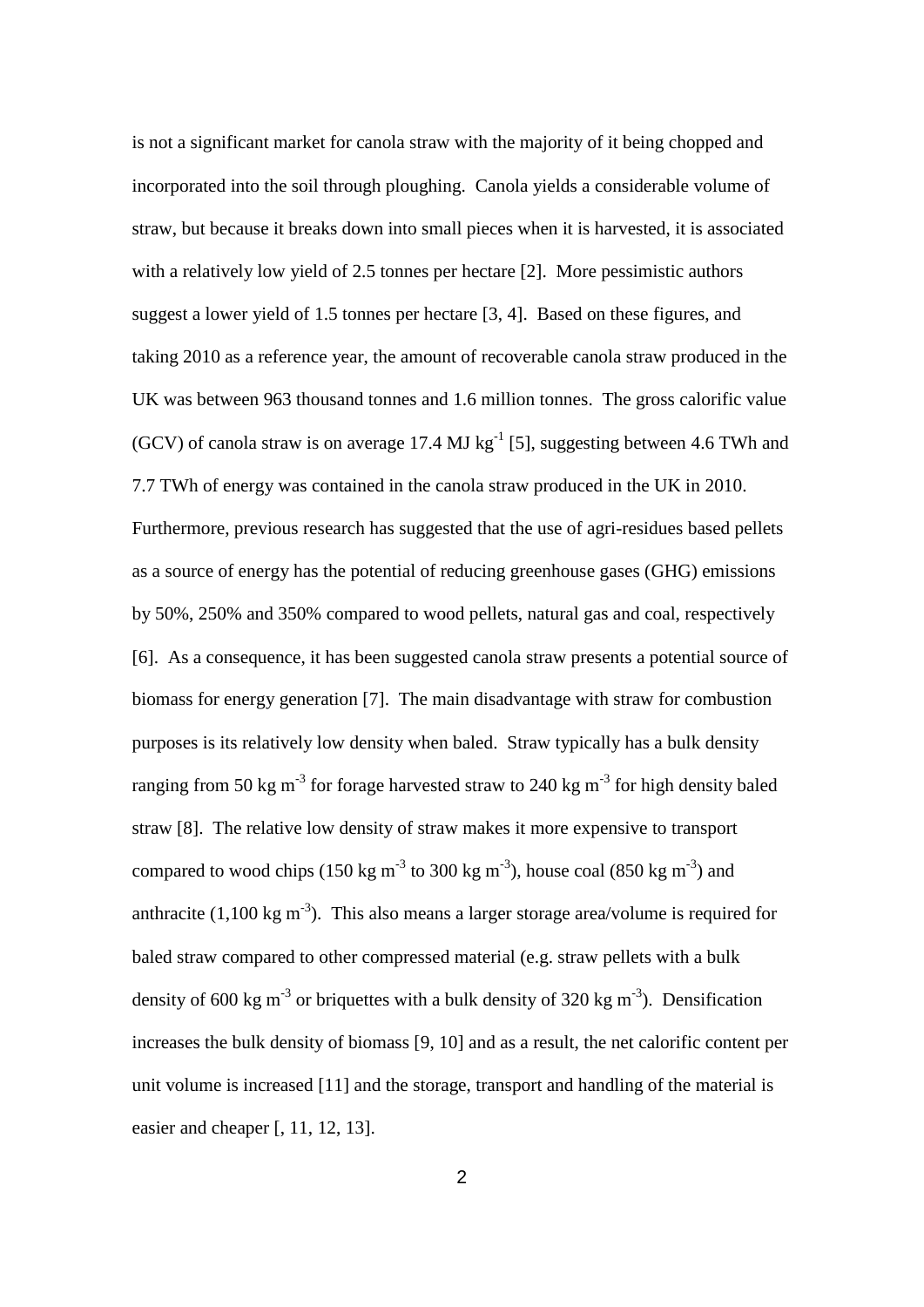is not a significant market for canola straw with the majority of it being chopped and incorporated into the soil through ploughing. Canola yields a considerable volume of straw, but because it breaks down into small pieces when it is harvested, it is associated with a relatively low yield of 2.5 tonnes per hectare [2]. More pessimistic authors suggest a lower yield of 1.5 tonnes per hectare [3, 4]. Based on these figures, and taking 2010 as a reference year, the amount of recoverable canola straw produced in the UK was between 963 thousand tonnes and 1.6 million tonnes. The gross calorific value (GCV) of canola straw is on average 17.4 MJ $kg^{-1}$ [5], suggesting between 4.6 TWh and 7.7 TWh of energy was contained in the canola straw produced in the UK in 2010. Furthermore, previous research has suggested that the use of agri-residues based pellets as a source of energy has the potential of reducing greenhouse gases (GHG) emissions by 50%, 250% and 350% compared to wood pellets, natural gas and coal, respectively [6]. As a consequence, it has been suggested canola straw presents a potential source of biomass for energy generation [7]. The main disadvantage with straw for combustion purposes is its relatively low density when baled. Straw typically has a bulk density ranging from 50 kg $m^{-3}$ for forage harvested straw to 240 kg $m^{-3}$ for high density baled straw [8]. The relative low density of straw makes it more expensive to transport compared to wood chips (150 kg $m^{-3}$ to 300 kg $m^{-3}$), house coal (850 kg $m^{-3}$) and anthracite (1,100 kg $m^{-3}$). This also means a larger storage area/volume is required for baled straw compared to other compressed material (e.g. straw pellets with a bulk density of 600 kg $m^{-3}$ or briquettes with a bulk density of 320 kg $m^{-3}$). Densification increases the bulk density of biomass [9, 10] and as a result, the net calorific content per unit volume is increased [11] and the storage, transport and handling of the material is easier and cheaper [, 11, 12, 13].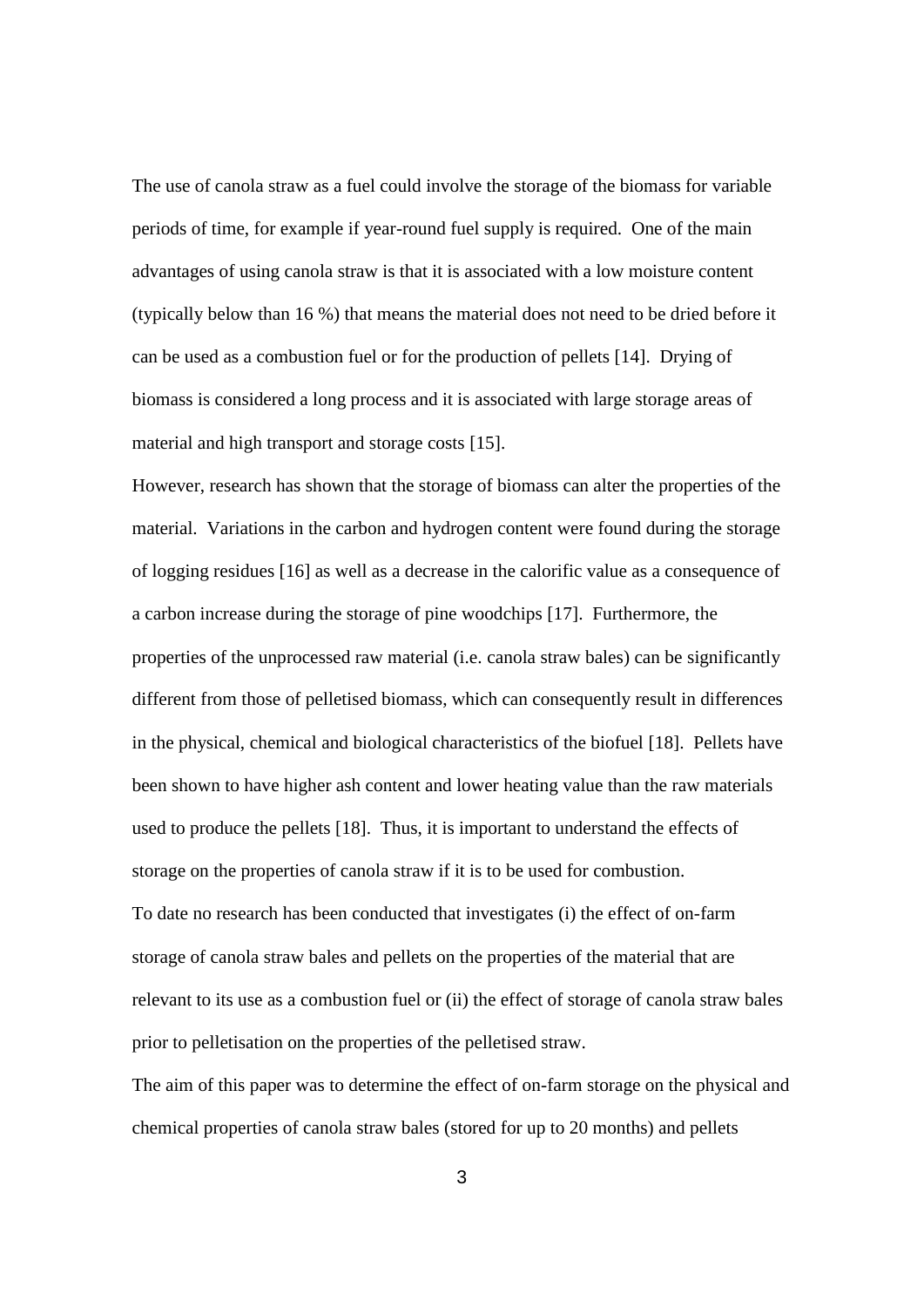The use of canola straw as a fuel could involve the storage of the biomass for variable periods of time, for example if year-round fuel supply is required. One of the main advantages of using canola straw is that it is associated with a low moisture content (typically below than 16 %) that means the material does not need to be dried before it can be used as a combustion fuel or for the production of pellets [14]. Drying of biomass is considered a long process and it is associated with large storage areas of material and high transport and storage costs [15].

However, research has shown that the storage of biomass can alter the properties of the material. Variations in the carbon and hydrogen content were found during the storage of logging residues [16] as well as a decrease in the calorific value as a consequence of a carbon increase during the storage of pine woodchips [17]. Furthermore, the properties of the unprocessed raw material (i.e. canola straw bales) can be significantly different from those of pelletised biomass, which can consequently result in differences in the physical, chemical and biological characteristics of the biofuel [18]. Pellets have been shown to have higher ash content and lower heating value than the raw materials used to produce the pellets [18]. Thus, it is important to understand the effects of storage on the properties of canola straw if it is to be used for combustion.

To date no research has been conducted that investigates (i) the effect of on-farm storage of canola straw bales and pellets on the properties of the material that are relevant to its use as a combustion fuel or (ii) the effect of storage of canola straw bales prior to pelletisation on the properties of the pelletised straw.

The aim of this paper was to determine the effect of on-farm storage on the physical and chemical properties of canola straw bales (stored for up to 20 months) and pellets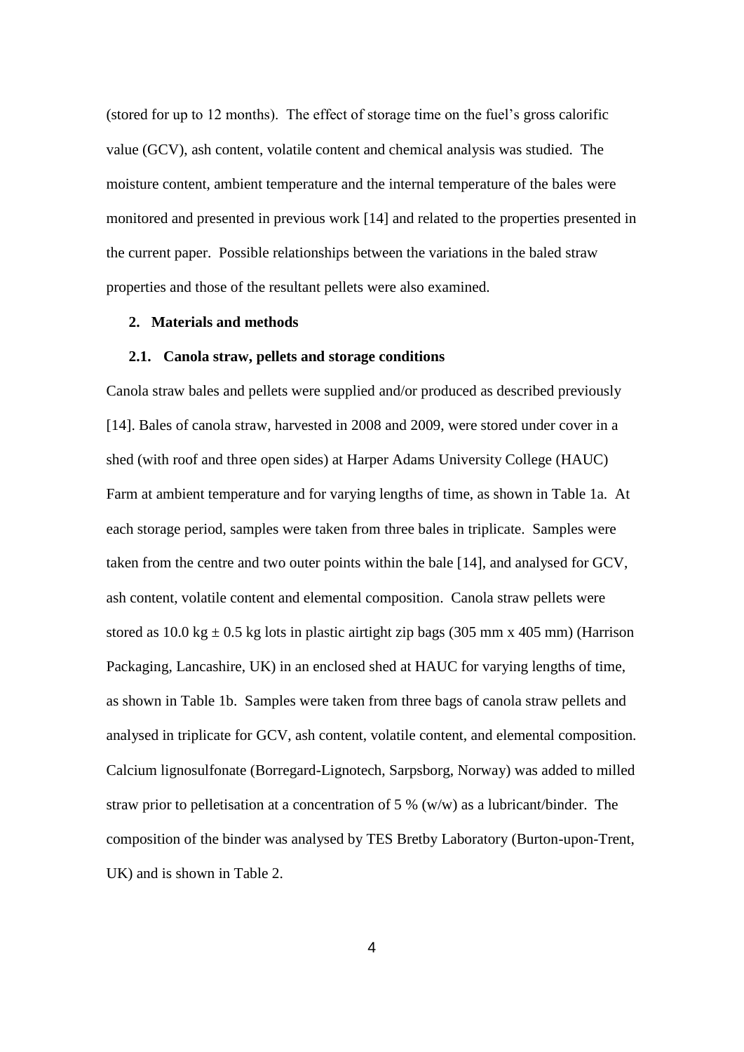(stored for up to 12 months). The effect of storage time on the fuel's gross calorific value (GCV), ash content, volatile content and chemical analysis was studied. The moisture content, ambient temperature and the internal temperature of the bales were monitored and presented in previous work [14] and related to the properties presented in the current paper. Possible relationships between the variations in the baled straw properties and those of the resultant pellets were also examined.

## 2. Materials and methods

### 2.1. Canola straw, pellets and storage conditions

Canola straw bales and pellets were supplied and/or produced as described previously [14]. Bales of canola straw, harvested in 2008 and 2009, were stored under cover in a shed (with roof and three open sides) at Harper Adams University College (HAUC) Farm at ambient temperature and for varying lengths of time, as shown in Table 1a. At each storage period, samples were taken from three bales in triplicate. Samples were taken from the centre and two outer points within the bale [14], and analysed for GCV, ash content, volatile content and elemental composition. Canola straw pellets were stored as 10.0 kg ± 0.5 kg lots in plastic airtight zip bags (305 mm x 405 mm) (Harrison Packaging, Lancashire, UK) in an enclosed shed at HAUC for varying lengths of time, as shown in Table 1b. Samples were taken from three bags of canola straw pellets and analysed in triplicate for GCV, ash content, volatile content, and elemental composition. Calcium lignosulfonate (Borregard-Lignotech, Sarpsborg, Norway) was added to milled straw prior to pelletisation at a concentration of 5 % (w/w) as a lubricant/binder. The composition of the binder was analysed by TES Bretby Laboratory (Burton-upon-Trent, UK) and is shown in Table 2.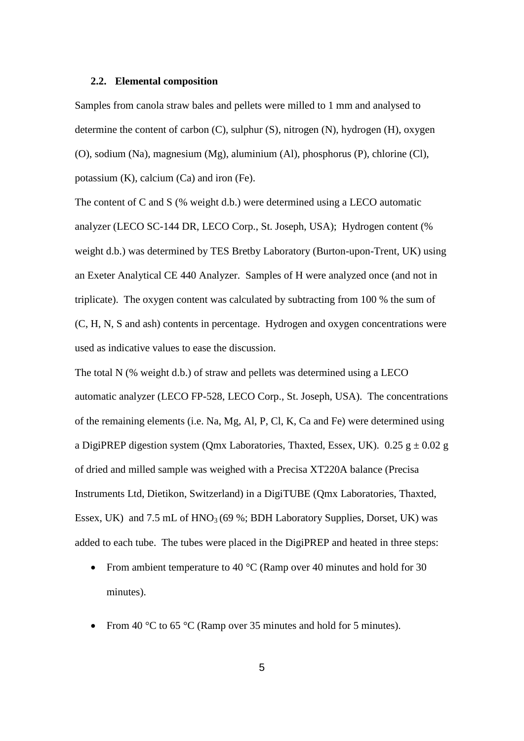### 2.2. Elemental composition

Samples from canola straw bales and pellets were milled to 1 mm and analysed to determine the content of carbon (C), sulphur (S), nitrogen (N), hydrogen (H), oxygen (O), sodium (Na), magnesium (Mg), aluminium (Al), phosphorus (P), chlorine (Cl), potassium (K), calcium (Ca) and iron (Fe).

The content of C and S (% weight d.b.) were determined using a LECO automatic analyzer (LECO SC-144 DR, LECO Corp., St. Joseph, USA); Hydrogen content (% weight d.b.) was determined by TES Bretby Laboratory (Burton-upon-Trent, UK) using an Exeter Analytical CE 440 Analyzer. Samples of H were analyzed once (and not in triplicate). The oxygen content was calculated by subtracting from 100 % the sum of (C, H, N, S and ash) contents in percentage. Hydrogen and oxygen concentrations were used as indicative values to ease the discussion.

The total N (% weight d.b.) of straw and pellets was determined using a LECO automatic analyzer (LECO FP-528, LECO Corp., St. Joseph, USA). The concentrations of the remaining elements (i.e. Na, Mg, Al, P, Cl, K, Ca and Fe) were determined using a DigiPREP digestion system (Qmx Laboratories, Thaxted, Essex, UK). 0.25 g ± 0.02 g of dried and milled sample was weighed with a Precisa XT220A balance (Precisa Instruments Ltd, Dietikon, Switzerland) in a DigiTUBE (Qmx Laboratories, Thaxted, Essex, UK) and 7.5 mL of $HNO_3$ (69 %; BDH Laboratory Supplies, Dorset, UK) was added to each tube. The tubes were placed in the DigiPREP and heated in three steps:

- From ambient temperature to 40 °C (Ramp over 40 minutes and hold for 30 minutes).
- From 40 °C to 65 °C (Ramp over 35 minutes and hold for 5 minutes).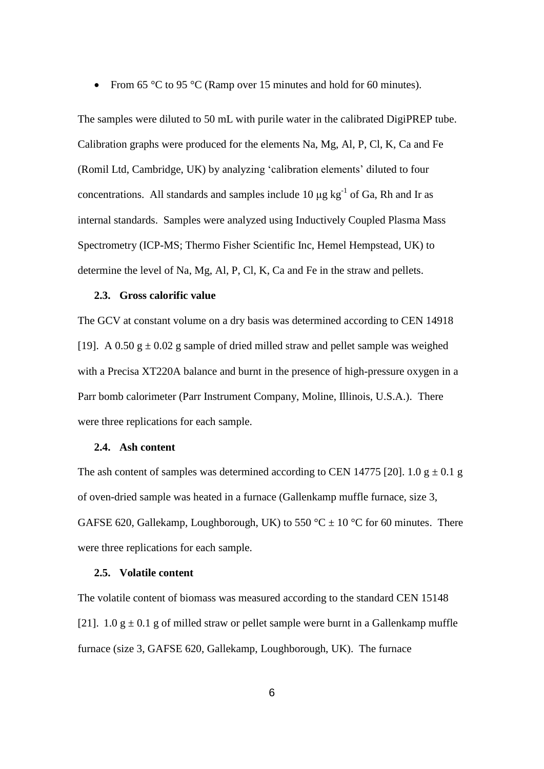- From 65 °C to 95 °C (Ramp over 15 minutes and hold for 60 minutes).

The samples were diluted to 50 mL with purile water in the calibrated DigiPREP tube. Calibration graphs were produced for the elements Na, Mg, Al, P, Cl, K, Ca and Fe (Romil Ltd, Cambridge, UK) by analyzing 'calibration elements' diluted to four concentrations. All standards and samples include 10 $\mu g\ kg^{-1}$ of Ga, Rh and Ir as internal standards. Samples were analyzed using Inductively Coupled Plasma Mass Spectrometry (ICP-MS; Thermo Fisher Scientific Inc, Hemel Hempstead, UK) to determine the level of Na, Mg, Al, P, Cl, K, Ca and Fe in the straw and pellets.

### 2.3. Gross calorific value

The GCV at constant volume on a dry basis was determined according to CEN 14918 [19]. A 0.50 g ± 0.02 g sample of dried milled straw and pellet sample was weighed with a Precisa XT220A balance and burnt in the presence of high-pressure oxygen in a Parr bomb calorimeter (Parr Instrument Company, Moline, Illinois, U.S.A.). There were three replications for each sample.

### 2.4. Ash content

The ash content of samples was determined according to CEN 14775 [20]. 1.0 g ± 0.1 g of oven-dried sample was heated in a furnace (Gallenkamp muffle furnace, size 3, GAFSE 620, Gallekamp, Loughborough, UK) to 550 °C ± 10 °C for 60 minutes. There were three replications for each sample.

### 2.5. Volatile content

The volatile content of biomass was measured according to the standard CEN 15148 [21]. 1.0 g ± 0.1 g of milled straw or pellet sample were burnt in a Gallenkamp muffle furnace (size 3, GAFSE 620, Gallekamp, Loughborough, UK). The furnace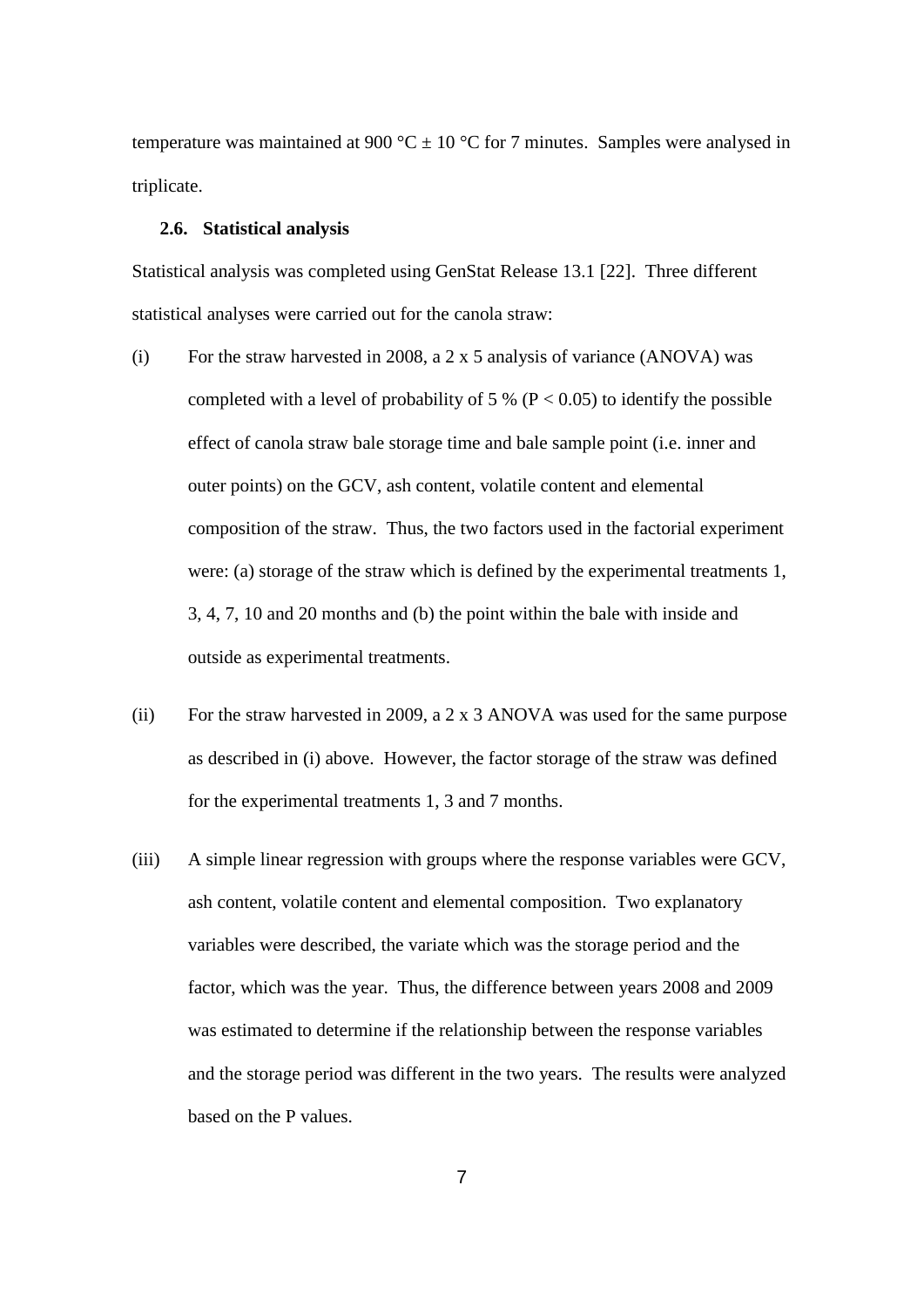temperature was maintained at 900 °C ± 10 °C for 7 minutes. Samples were analysed in triplicate.

### 2.6. Statistical analysis

Statistical analysis was completed using GenStat Release 13.1 [22]. Three different statistical analyses were carried out for the canola straw:

(i) For the straw harvested in 2008, a 2 x 5 analysis of variance (ANOVA) was completed with a level of probability of 5 % ($P < 0.05$) to identify the possible effect of canola straw bale storage time and bale sample point (i.e. inner and outer points) on the GCV, ash content, volatile content and elemental composition of the straw. Thus, the two factors used in the factorial experiment were: (a) storage of the straw which is defined by the experimental treatments 1, 3, 4, 7, 10 and 20 months and (b) the point within the bale with inside and outside as experimental treatments.

(ii) For the straw harvested in 2009, a 2 x 3 ANOVA was used for the same purpose as described in (i) above. However, the factor storage of the straw was defined for the experimental treatments 1, 3 and 7 months.

(iii) A simple linear regression with groups where the response variables were GCV, ash content, volatile content and elemental composition. Two explanatory variables were described, the variate which was the storage period and the factor, which was the year. Thus, the difference between years 2008 and 2009 was estimated to determine if the relationship between the response variables and the storage period was different in the two years. The results were analyzed based on the P values.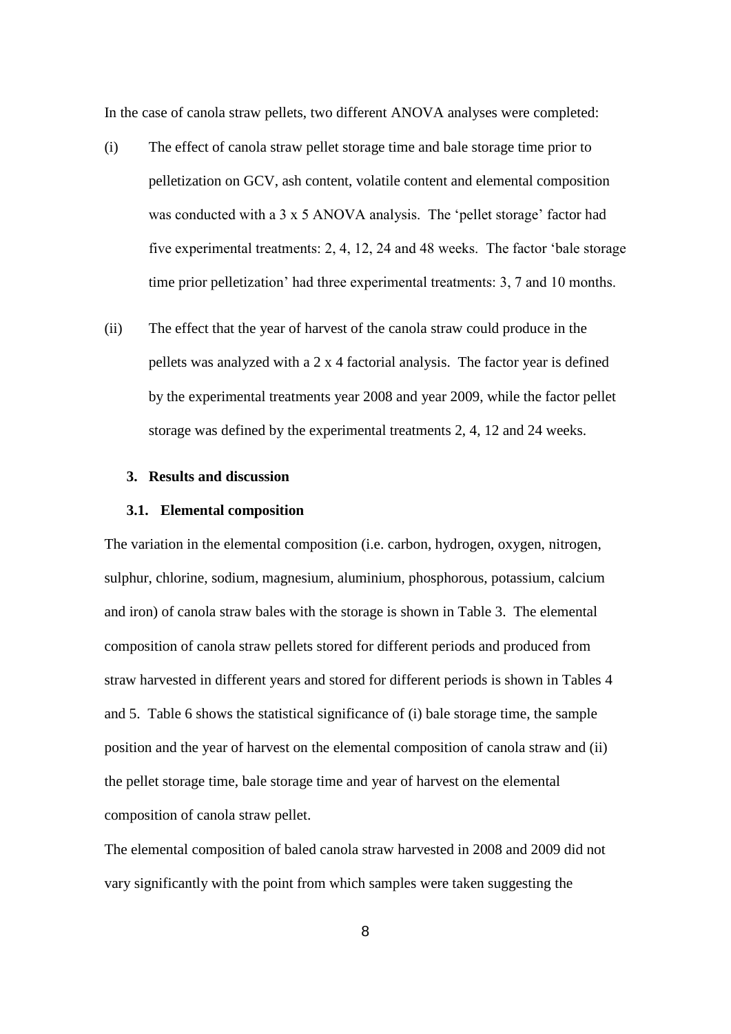In the case of canola straw pellets, two different ANOVA analyses were completed:

(i) The effect of canola straw pellet storage time and bale storage time prior to pelletization on GCV, ash content, volatile content and elemental composition was conducted with a 3 x 5 ANOVA analysis. The 'pellet storage' factor had five experimental treatments: 2, 4, 12, 24 and 48 weeks. The factor 'bale storage time prior pelletization' had three experimental treatments: 3, 7 and 10 months.

(ii) The effect that the year of harvest of the canola straw could produce in the pellets was analyzed with a 2 x 4 factorial analysis. The factor year is defined by the experimental treatments year 2008 and year 2009, while the factor pellet storage was defined by the experimental treatments 2, 4, 12 and 24 weeks.

## 3. Results and discussion

### 3.1. Elemental composition

The variation in the elemental composition (i.e. carbon, hydrogen, oxygen, nitrogen, sulphur, chlorine, sodium, magnesium, aluminium, phosphorous, potassium, calcium and iron) of canola straw bales with the storage is shown in Table 3. The elemental composition of canola straw pellets stored for different periods and produced from straw harvested in different years and stored for different periods is shown in Tables 4 and 5. Table 6 shows the statistical significance of (i) bale storage time, the sample position and the year of harvest on the elemental composition of canola straw and (ii) the pellet storage time, bale storage time and year of harvest on the elemental composition of canola straw pellet.

The elemental composition of baled canola straw harvested in 2008 and 2009 did not vary significantly with the point from which samples were taken suggesting the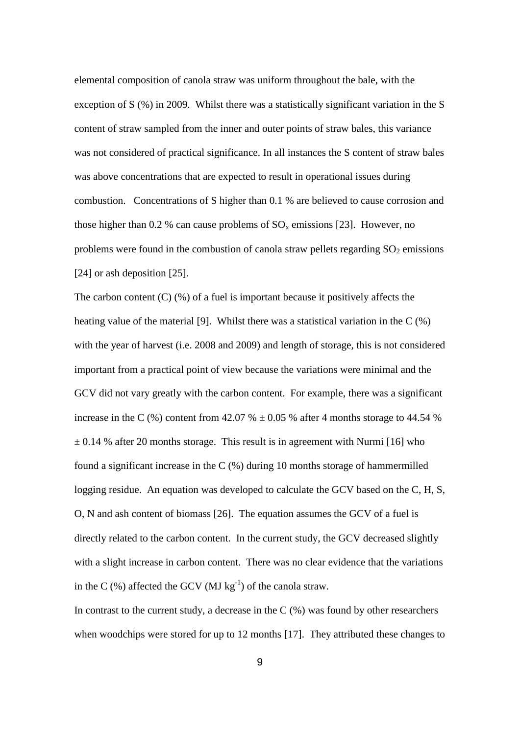elemental composition of canola straw was uniform throughout the bale, with the exception of S (%) in 2009. Whilst there was a statistically significant variation in the S content of straw sampled from the inner and outer points of straw bales, this variance was not considered of practical significance. In all instances the S content of straw bales was above concentrations that are expected to result in operational issues during combustion. Concentrations of S higher than 0.1 % are believed to cause corrosion and those higher than 0.2 % can cause problems of $SO_x$ emissions [23]. However, no problems were found in the combustion of canola straw pellets regarding $SO_2$ emissions [24] or ash deposition [25].

The carbon content (C) (%) of a fuel is important because it positively affects the heating value of the material [9]. Whilst there was a statistical variation in the C (%) with the year of harvest (i.e. 2008 and 2009) and length of storage, this is not considered important from a practical point of view because the variations were minimal and the GCV did not vary greatly with the carbon content. For example, there was a significant increase in the C (%) content from 42.07 % ± 0.05 % after 4 months storage to 44.54 % ± 0.14 % after 20 months storage. This result is in agreement with Nurmi [16] who found a significant increase in the C (%) during 10 months storage of hammermilled logging residue. An equation was developed to calculate the GCV based on the C, H, S, O, N and ash content of biomass [26]. The equation assumes the GCV of a fuel is directly related to the carbon content. In the current study, the GCV decreased slightly with a slight increase in carbon content. There was no clear evidence that the variations in the C (%) affected the GCV (MJ $kg^{-1}$) of the canola straw.

In contrast to the current study, a decrease in the C (%) was found by other researchers when woodchips were stored for up to 12 months [17]. They attributed these changes to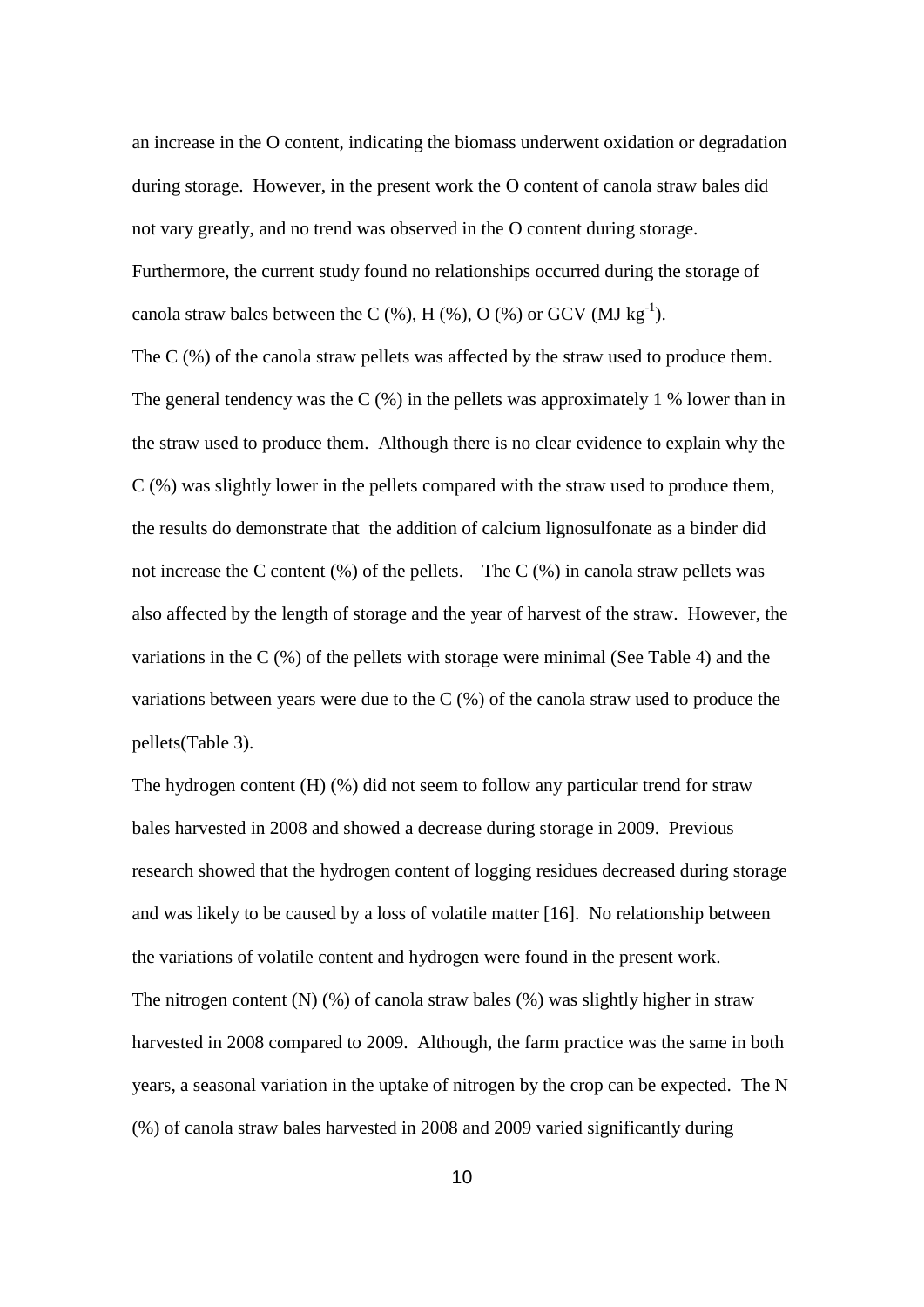an increase in the O content, indicating the biomass underwent oxidation or degradation during storage. However, in the present work the O content of canola straw bales did not vary greatly, and no trend was observed in the O content during storage. Furthermore, the current study found no relationships occurred during the storage of canola straw bales between the C (%), H (%), O (%) or GCV (MJ $kg^{-1}$).

The C (%) of the canola straw pellets was affected by the straw used to produce them. The general tendency was the C (%) in the pellets was approximately 1 % lower than in the straw used to produce them. Although there is no clear evidence to explain why the C (%) was slightly lower in the pellets compared with the straw used to produce them, the results do demonstrate that the addition of calcium lignosulfonate as a binder did not increase the C content (%) of the pellets. The C (%) in canola straw pellets was also affected by the length of storage and the year of harvest of the straw. However, the variations in the C (%) of the pellets with storage were minimal (See Table 4) and the variations between years were due to the C (%) of the canola straw used to produce the pellets(Table 3).

The hydrogen content (H) (%) did not seem to follow any particular trend for straw bales harvested in 2008 and showed a decrease during storage in 2009. Previous research showed that the hydrogen content of logging residues decreased during storage and was likely to be caused by a loss of volatile matter [16]. No relationship between the variations of volatile content and hydrogen were found in the present work.

The nitrogen content (N) (%) of canola straw bales (%) was slightly higher in straw harvested in 2008 compared to 2009. Although, the farm practice was the same in both years, a seasonal variation in the uptake of nitrogen by the crop can be expected. The N (%) of canola straw bales harvested in 2008 and 2009 varied significantly during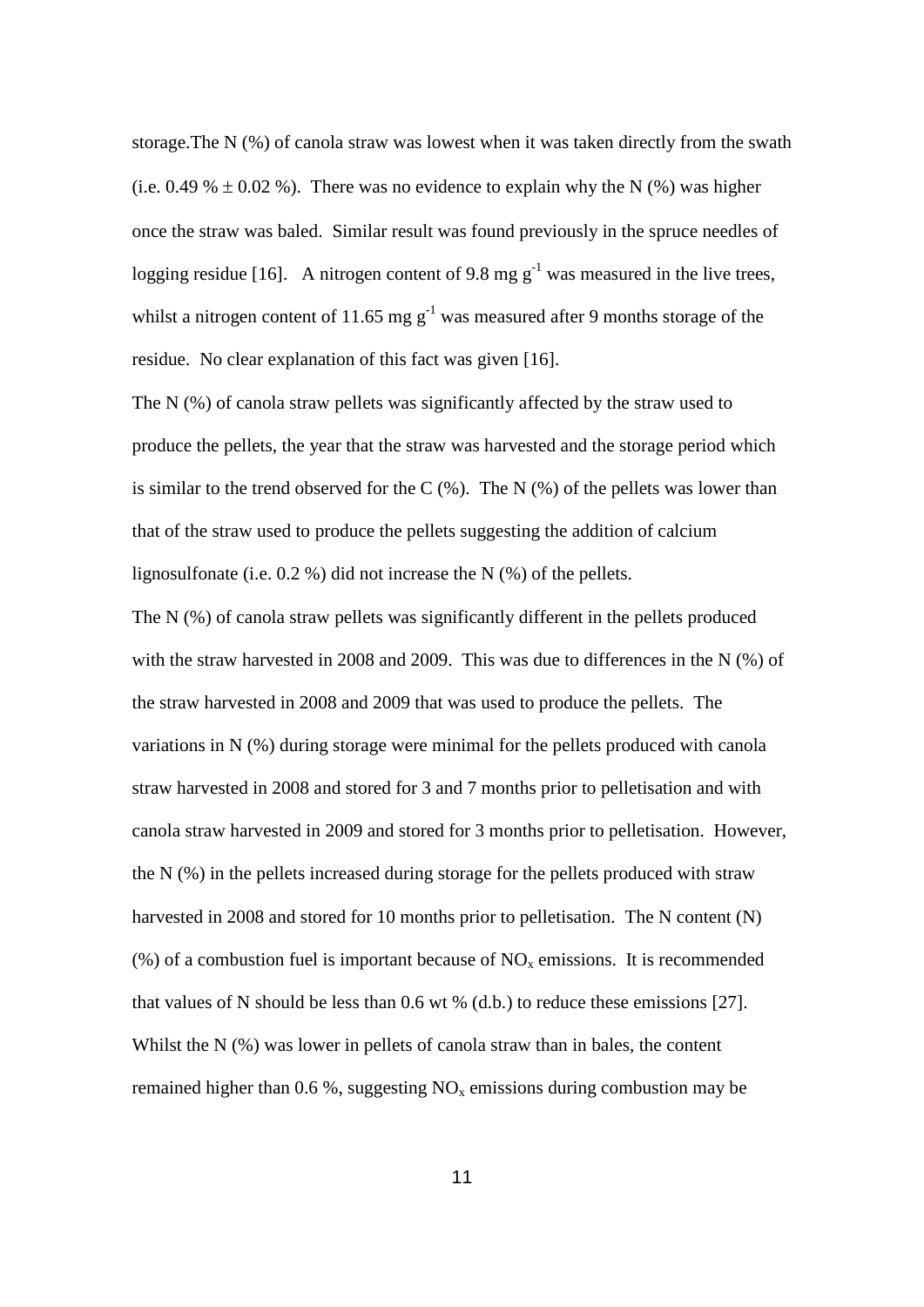storage.The N (%) of canola straw was lowest when it was taken directly from the swath (i.e. 0.49 % $\pm$ 0.02 %). There was no evidence to explain why the N (%) was higher once the straw was baled. Similar result was found previously in the spruce needles of logging residue [16]. A nitrogen content of 9.8 mg $g^{-1}$ was measured in the live trees, whilst a nitrogen content of 11.65 mg $g^{-1}$ was measured after 9 months storage of the residue. No clear explanation of this fact was given [16].

The N (%) of canola straw pellets was significantly affected by the straw used to produce the pellets, the year that the straw was harvested and the storage period which is similar to the trend observed for the C (%). The N (%) of the pellets was lower than that of the straw used to produce the pellets suggesting the addition of calcium lignosulfonate (i.e. 0.2 %) did not increase the N (%) of the pellets.

The N (%) of canola straw pellets was significantly different in the pellets produced with the straw harvested in 2008 and 2009. This was due to differences in the N (%) of the straw harvested in 2008 and 2009 that was used to produce the pellets. The variations in N (%) during storage were minimal for the pellets produced with canola straw harvested in 2008 and stored for 3 and 7 months prior to pelletisation and with canola straw harvested in 2009 and stored for 3 months prior to pelletisation. However, the N (%) in the pellets increased during storage for the pellets produced with straw harvested in 2008 and stored for 10 months prior to pelletisation. The N content (N) (%) of a combustion fuel is important because of $NO_x$ emissions. It is recommended that values of N should be less than 0.6 wt % (d.b.) to reduce these emissions [27]. Whilst the N (%) was lower in pellets of canola straw than in bales, the content remained higher than 0.6 %, suggesting $NO_x$ emissions during combustion may be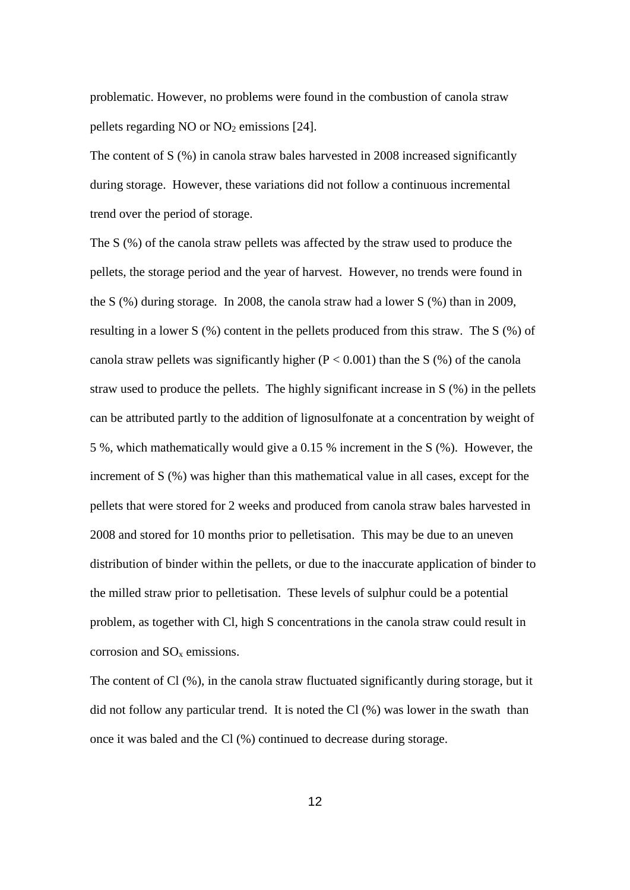problematic. However, no problems were found in the combustion of canola straw pellets regarding NO or $NO_2$ emissions [24].

The content of S (%) in canola straw bales harvested in 2008 increased significantly during storage. However, these variations did not follow a continuous incremental trend over the period of storage.

The S (%) of the canola straw pellets was affected by the straw used to produce the pellets, the storage period and the year of harvest. However, no trends were found in the S (%) during storage. In 2008, the canola straw had a lower S (%) than in 2009, resulting in a lower S (%) content in the pellets produced from this straw. The S (%) of canola straw pellets was significantly higher ($P < 0.001$) than the S (%) of the canola straw used to produce the pellets. The highly significant increase in S (%) in the pellets can be attributed partly to the addition of lignosulfonate at a concentration by weight of 5 %, which mathematically would give a 0.15 % increment in the S (%). However, the increment of S (%) was higher than this mathematical value in all cases, except for the pellets that were stored for 2 weeks and produced from canola straw bales harvested in 2008 and stored for 10 months prior to pelletisation. This may be due to an uneven distribution of binder within the pellets, or due to the inaccurate application of binder to the milled straw prior to pelletisation. These levels of sulphur could be a potential problem, as together with Cl, high S concentrations in the canola straw could result in corrosion and $SO_x$ emissions.

The content of Cl (%), in the canola straw fluctuated significantly during storage, but it did not follow any particular trend. It is noted the Cl (%) was lower in the swath than once it was baled and the Cl (%) continued to decrease during storage.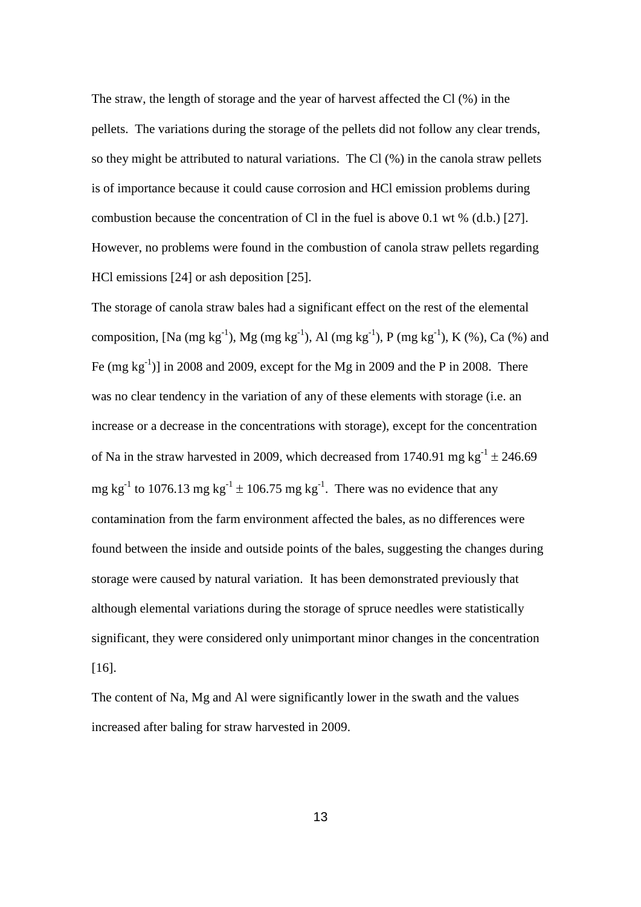The straw, the length of storage and the year of harvest affected the Cl (%) in the pellets. The variations during the storage of the pellets did not follow any clear trends, so they might be attributed to natural variations. The Cl (%) in the canola straw pellets is of importance because it could cause corrosion and HCl emission problems during combustion because the concentration of Cl in the fuel is above 0.1 wt % (d.b.) [27]. However, no problems were found in the combustion of canola straw pellets regarding HCl emissions [24] or ash deposition [25].

The storage of canola straw bales had a significant effect on the rest of the elemental composition, [Na (mg $kg^{-1}$), Mg (mg $kg^{-1}$), Al (mg $kg^{-1}$), P (mg $kg^{-1}$), K (%), Ca (%) and Fe (mg $kg^{-1}$)] in 2008 and 2009, except for the Mg in 2009 and the P in 2008. There was no clear tendency in the variation of any of these elements with storage (i.e. an increase or a decrease in the concentrations with storage), except for the concentration of Na in the straw harvested in 2009, which decreased from 1740.91 mg $kg^{-1} \pm 246.69$ mg $kg^{-1}$ to 1076.13 mg $kg^{-1} \pm 106.75$ mg $kg^{-1}$. There was no evidence that any contamination from the farm environment affected the bales, as no differences were found between the inside and outside points of the bales, suggesting the changes during storage were caused by natural variation. It has been demonstrated previously that although elemental variations during the storage of spruce needles were statistically significant, they were considered only unimportant minor changes in the concentration [16].

The content of Na, Mg and Al were significantly lower in the swath and the values increased after baling for straw harvested in 2009.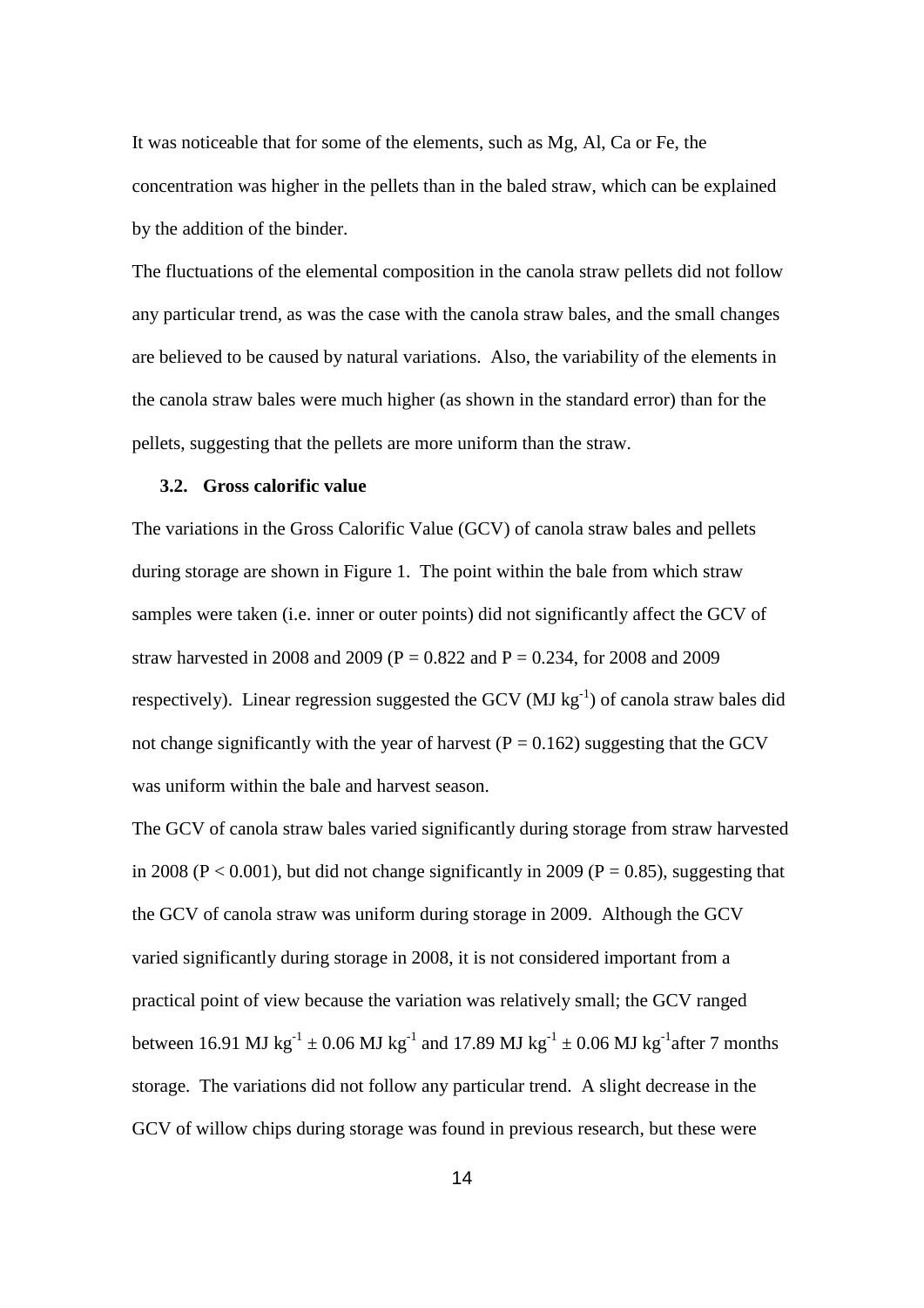It was noticeable that for some of the elements, such as Mg, Al, Ca or Fe, the concentration was higher in the pellets than in the baled straw, which can be explained by the addition of the binder.

The fluctuations of the elemental composition in the canola straw pellets did not follow any particular trend, as was the case with the canola straw bales, and the small changes are believed to be caused by natural variations. Also, the variability of the elements in the canola straw bales were much higher (as shown in the standard error) than for the pellets, suggesting that the pellets are more uniform than the straw.

### 3.2. Gross calorific value

The variations in the Gross Calorific Value (GCV) of canola straw bales and pellets during storage are shown in Figure 1. The point within the bale from which straw samples were taken (i.e. inner or outer points) did not significantly affect the GCV of straw harvested in 2008 and 2009 ($P = 0.822$ and $P = 0.234$, for 2008 and 2009 respectively). Linear regression suggested the GCV (MJ $kg^{-1}$) of canola straw bales did not change significantly with the year of harvest ($P = 0.162$) suggesting that the GCV was uniform within the bale and harvest season.

The GCV of canola straw bales varied significantly during storage from straw harvested in 2008 ($P < 0.001$), but did not change significantly in 2009 ($P = 0.85$), suggesting that the GCV of canola straw was uniform during storage in 2009. Although the GCV varied significantly during storage in 2008, it is not considered important from a practical point of view because the variation was relatively small; the GCV ranged between 16.91 MJ $kg^{-1}$ $\pm$ 0.06 MJ $kg^{-1}$ and 17.89 MJ $kg^{-1}$ $\pm$ 0.06 MJ $kg^{-1}$after 7 months storage. The variations did not follow any particular trend. A slight decrease in the GCV of willow chips during storage was found in previous research, but these were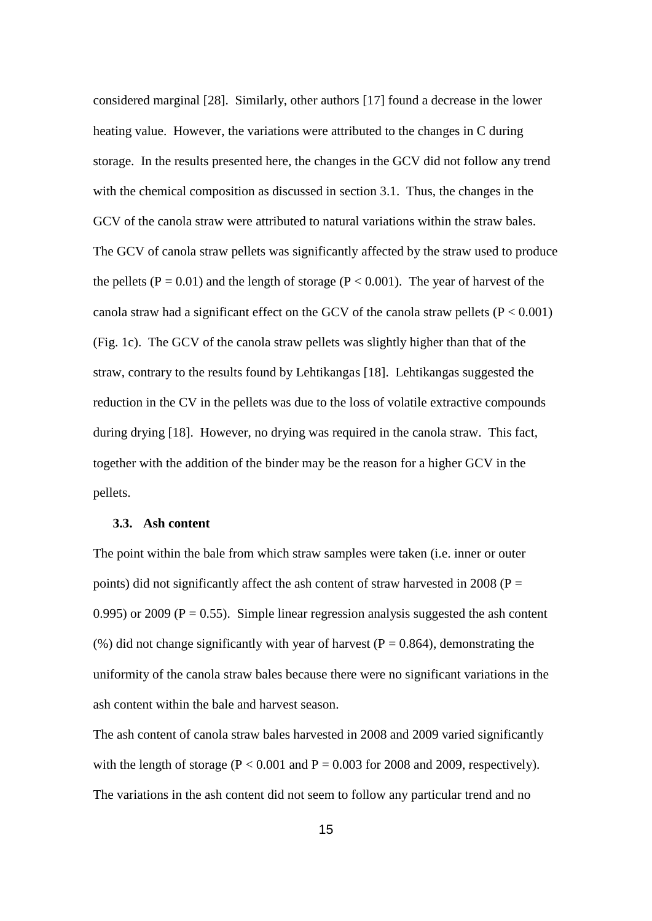considered marginal [28]. Similarly, other authors [17] found a decrease in the lower heating value. However, the variations were attributed to the changes in C during storage. In the results presented here, the changes in the GCV did not follow any trend with the chemical composition as discussed in section 3.1. Thus, the changes in the GCV of the canola straw were attributed to natural variations within the straw bales. The GCV of canola straw pellets was significantly affected by the straw used to produce the pellets ($P = 0.01$) and the length of storage ($P < 0.001$). The year of harvest of the canola straw had a significant effect on the GCV of the canola straw pellets ($P < 0.001$) (Fig. 1c). The GCV of the canola straw pellets was slightly higher than that of the straw, contrary to the results found by Lehtikangas [18]. Lehtikangas suggested the reduction in the CV in the pellets was due to the loss of volatile extractive compounds during drying [18]. However, no drying was required in the canola straw. This fact, together with the addition of the binder may be the reason for a higher GCV in the pellets.

### 3.3. Ash content

The point within the bale from which straw samples were taken (i.e. inner or outer points) did not significantly affect the ash content of straw harvested in 2008 ($P = 0.995$) or 2009 ($P = 0.55$). Simple linear regression analysis suggested the ash content (%) did not change significantly with year of harvest ($P = 0.864$), demonstrating the uniformity of the canola straw bales because there were no significant variations in the ash content within the bale and harvest season.

The ash content of canola straw bales harvested in 2008 and 2009 varied significantly with the length of storage ($P < 0.001$ and $P = 0.003$ for 2008 and 2009, respectively). The variations in the ash content did not seem to follow any particular trend and no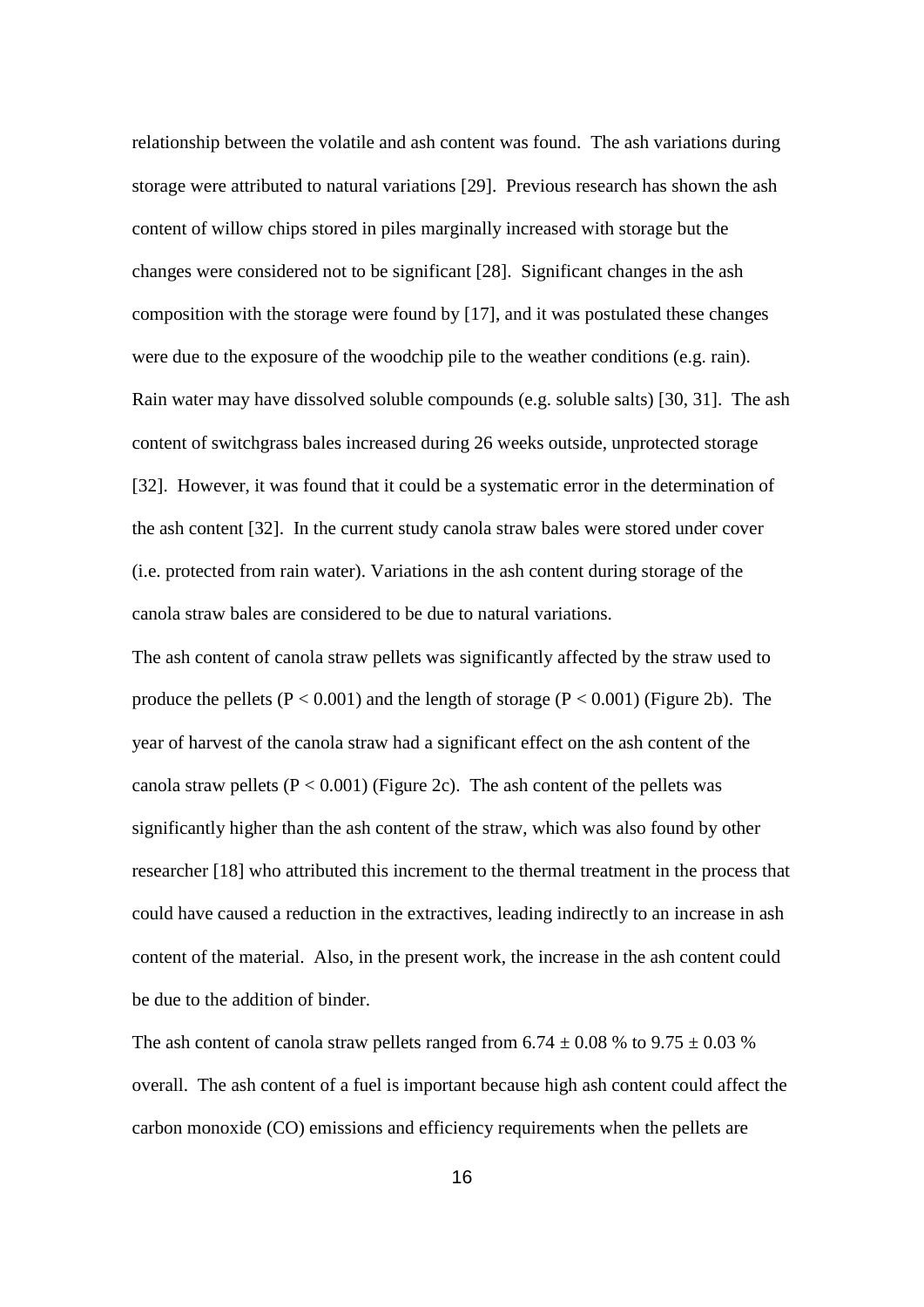relationship between the volatile and ash content was found. The ash variations during storage were attributed to natural variations [29]. Previous research has shown the ash content of willow chips stored in piles marginally increased with storage but the changes were considered not to be significant [28]. Significant changes in the ash composition with the storage were found by [17], and it was postulated these changes were due to the exposure of the woodchip pile to the weather conditions (e.g. rain). Rain water may have dissolved soluble compounds (e.g. soluble salts) [30, 31]. The ash content of switchgrass bales increased during 26 weeks outside, unprotected storage [32]. However, it was found that it could be a systematic error in the determination of the ash content [32]. In the current study canola straw bales were stored under cover (i.e. protected from rain water). Variations in the ash content during storage of the canola straw bales are considered to be due to natural variations.

The ash content of canola straw pellets was significantly affected by the straw used to produce the pellets ($P < 0.001$) and the length of storage ($P < 0.001$) (Figure 2b). The year of harvest of the canola straw had a significant effect on the ash content of the canola straw pellets ($P < 0.001$) (Figure 2c). The ash content of the pellets was significantly higher than the ash content of the straw, which was also found by other researcher [18] who attributed this increment to the thermal treatment in the process that could have caused a reduction in the extractives, leading indirectly to an increase in ash content of the material. Also, in the present work, the increase in the ash content could be due to the addition of binder.

The ash content of canola straw pellets ranged from $6.74 \pm 0.08$ % to $9.75 \pm 0.03$ % overall. The ash content of a fuel is important because high ash content could affect the carbon monoxide (CO) emissions and efficiency requirements when the pellets are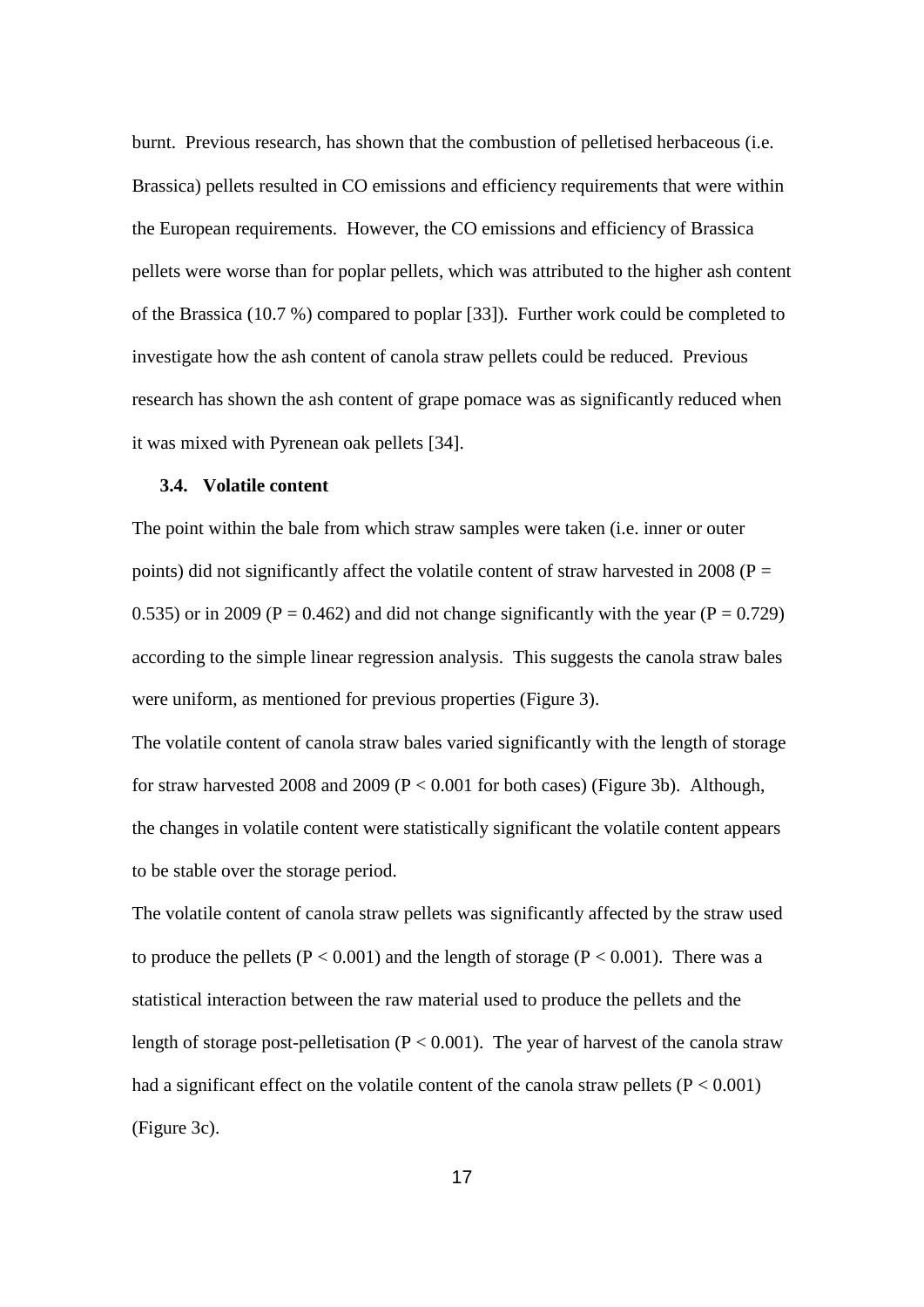burnt. Previous research, has shown that the combustion of pelletised herbaceous (i.e. Brassica) pellets resulted in CO emissions and efficiency requirements that were within the European requirements. However, the CO emissions and efficiency of Brassica pellets were worse than for poplar pellets, which was attributed to the higher ash content of the Brassica (10.7 %) compared to poplar [33]). Further work could be completed to investigate how the ash content of canola straw pellets could be reduced. Previous research has shown the ash content of grape pomace was as significantly reduced when it was mixed with Pyrenean oak pellets [34].

### 3.4. Volatile content

The point within the bale from which straw samples were taken (i.e. inner or outer points) did not significantly affect the volatile content of straw harvested in 2008 ($P = 0.535$) or in 2009 ($P = 0.462$) and did not change significantly with the year ($P = 0.729$) according to the simple linear regression analysis. This suggests the canola straw bales were uniform, as mentioned for previous properties (Figure 3).

The volatile content of canola straw bales varied significantly with the length of storage for straw harvested 2008 and 2009 ($P < 0.001$ for both cases) (Figure 3b). Although, the changes in volatile content were statistically significant the volatile content appears to be stable over the storage period.

The volatile content of canola straw pellets was significantly affected by the straw used to produce the pellets ($P < 0.001$) and the length of storage ($P < 0.001$). There was a statistical interaction between the raw material used to produce the pellets and the length of storage post-pelletisation ($P < 0.001$). The year of harvest of the canola straw had a significant effect on the volatile content of the canola straw pellets ($P < 0.001$) (Figure 3c).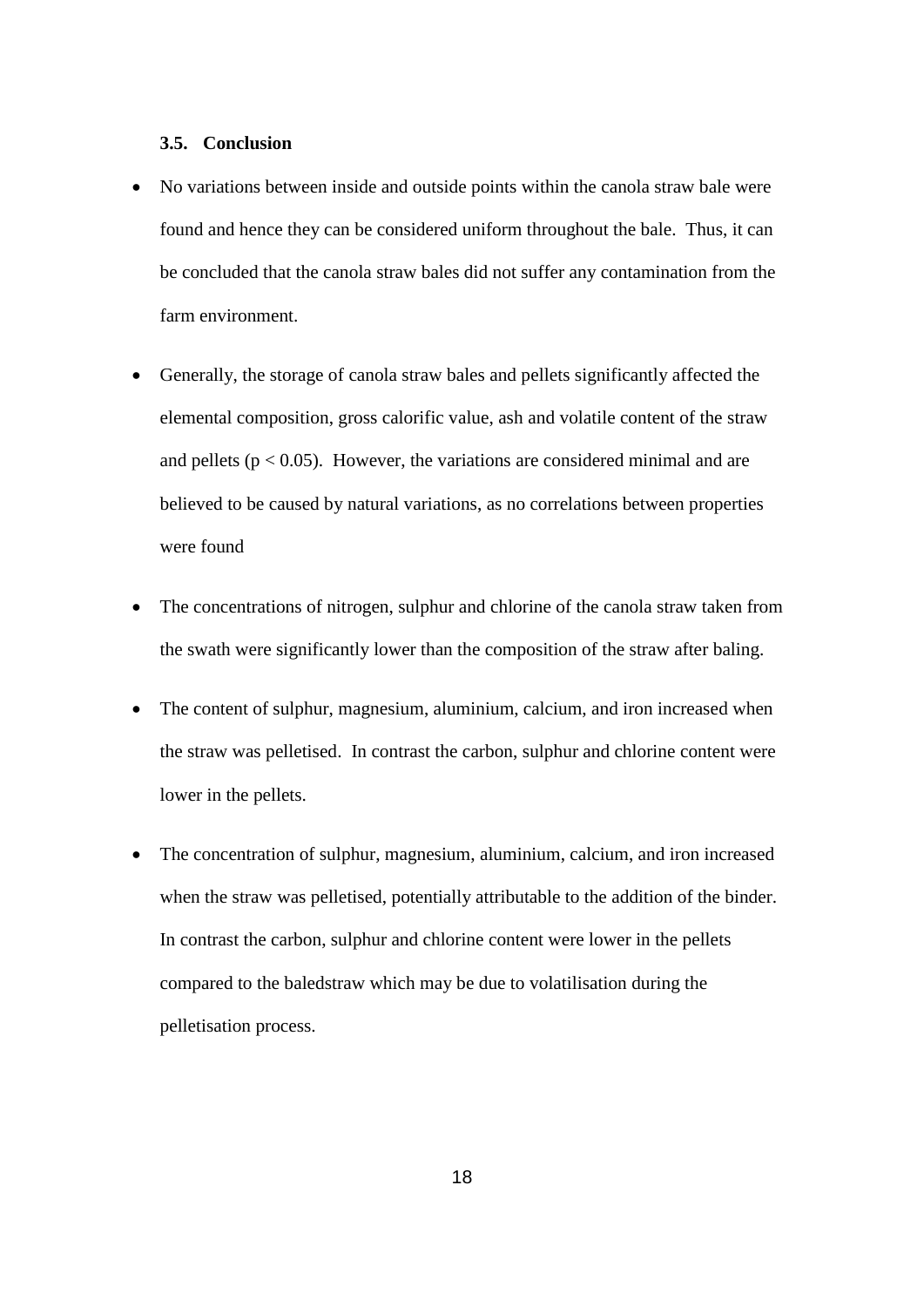### 3.5. Conclusion

- No variations between inside and outside points within the canola straw bale were found and hence they can be considered uniform throughout the bale. Thus, it can be concluded that the canola straw bales did not suffer any contamination from the farm environment.

- Generally, the storage of canola straw bales and pellets significantly affected the elemental composition, gross calorific value, ash and volatile content of the straw and pellets ($p < 0.05$). However, the variations are considered minimal and are believed to be caused by natural variations, as no correlations between properties were found

- The concentrations of nitrogen, sulphur and chlorine of the canola straw taken from the swath were significantly lower than the composition of the straw after baling.

- The content of sulphur, magnesium, aluminium, calcium, and iron increased when the straw was pelletised. In contrast the carbon, sulphur and chlorine content were lower in the pellets.

- The concentration of sulphur, magnesium, aluminium, calcium, and iron increased when the straw was pelletised, potentially attributable to the addition of the binder. In contrast the carbon, sulphur and chlorine content were lower in the pellets compared to the baledstraw which may be due to volatilisation during the pelletisation process.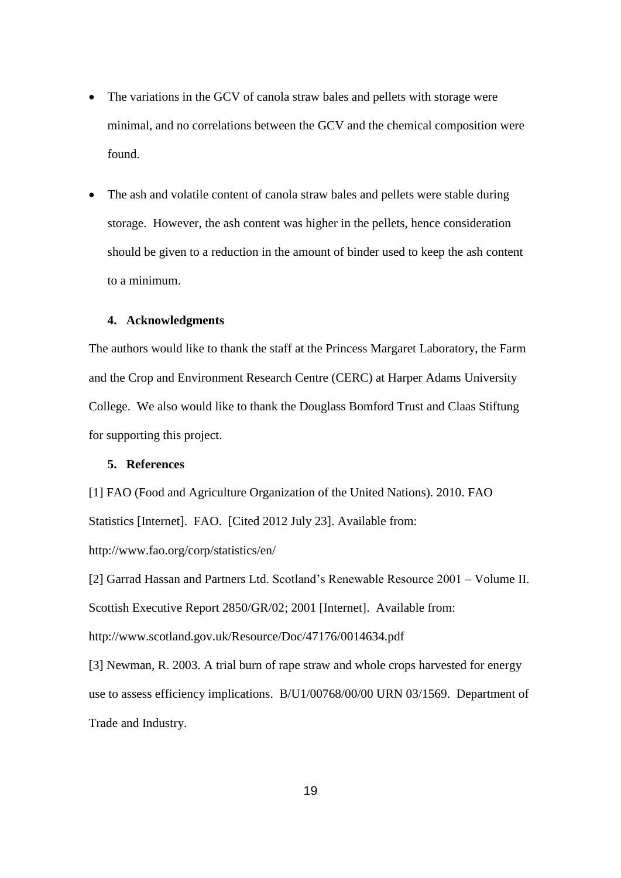- The variations in the GCV of canola straw bales and pellets with storage were minimal, and no correlations between the GCV and the chemical composition were found.
- The ash and volatile content of canola straw bales and pellets were stable during storage. However, the ash content was higher in the pellets, hence consideration should be given to a reduction in the amount of binder used to keep the ash content to a minimum.

## 4. Acknowledgments

The authors would like to thank the staff at the Princess Margaret Laboratory, the Farm and the Crop and Environment Research Centre (CERC) at Harper Adams University College. We also would like to thank the Douglass Bomford Trust and Claas Stiftung for supporting this project.

## 5. References

[1] FAO (Food and Agriculture Organization of the United Nations). 2010. FAO Statistics [Internet]. FAO. [Cited 2012 July 23]. Available from: http://www.fao.org/corp/statistics/en/

[2] Garrad Hassan and Partners Ltd. Scotland's Renewable Resource 2001 – Volume II. Scottish Executive Report 2850/GR/02; 2001 [Internet]. Available from: http://www.scotland.gov.uk/Resource/Doc/47176/0014634.pdf

[3] Newman, R. 2003. A trial burn of rape straw and whole crops harvested for energy use to assess efficiency implications. B/U1/00768/00/00 URN 03/1569. Department of Trade and Industry.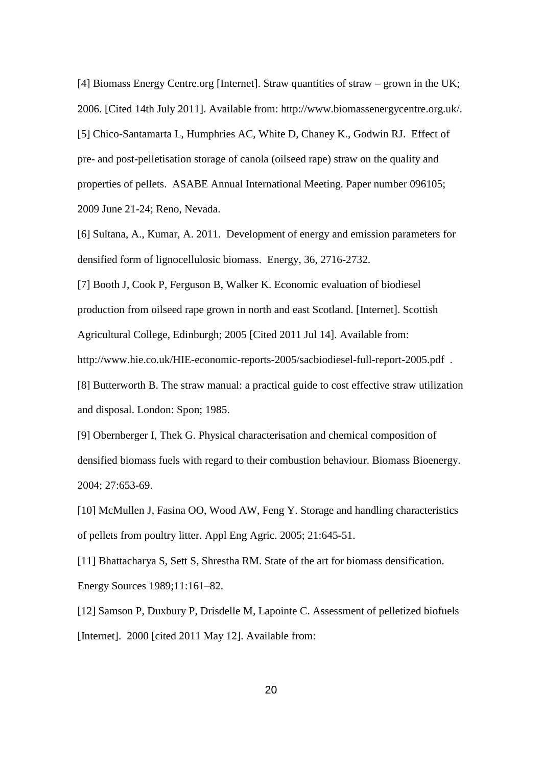[4] Biomass Energy Centre.org [Internet]. Straw quantities of straw – grown in the UK; 2006. [Cited 14th July 2011]. Available from: http://www.biomassenergycentre.org.uk/.

[5] Chico-Santamarta L, Humphries AC, White D, Chaney K., Godwin RJ. Effect of pre- and post-pelletisation storage of canola (oilseed rape) straw on the quality and properties of pellets. ASABE Annual International Meeting. Paper number 096105; 2009 June 21-24; Reno, Nevada.

[6] Sultana, A., Kumar, A. 2011. Development of energy and emission parameters for densified form of lignocellulosic biomass. Energy, 36, 2716-2732.

[7] Booth J, Cook P, Ferguson B, Walker K. Economic evaluation of biodiesel production from oilseed rape grown in north and east Scotland. [Internet]. Scottish Agricultural College, Edinburgh; 2005 [Cited 2011 Jul 14]. Available from: http://www.hie.co.uk/HIE-economic-reports-2005/sacbiodiesel-full-report-2005.pdf .

[8] Butterworth B. The straw manual: a practical guide to cost effective straw utilization and disposal. London: Spon; 1985.

[9] Obernberger I, Thek G. Physical characterisation and chemical composition of densified biomass fuels with regard to their combustion behaviour. Biomass Bioenergy. 2004; 27:653-69.

[10] McMullen J, Fasina OO, Wood AW, Feng Y. Storage and handling characteristics of pellets from poultry litter. Appl Eng Agric. 2005; 21:645-51.

[11] Bhattacharya S, Sett S, Shrestha RM. State of the art for biomass densification. Energy Sources 1989;11:161–82.

[12] Samson P, Duxbury P, Drisdelle M, Lapointe C. Assessment of pelletized biofuels [Internet]. 2000 [cited 2011 May 12]. Available from: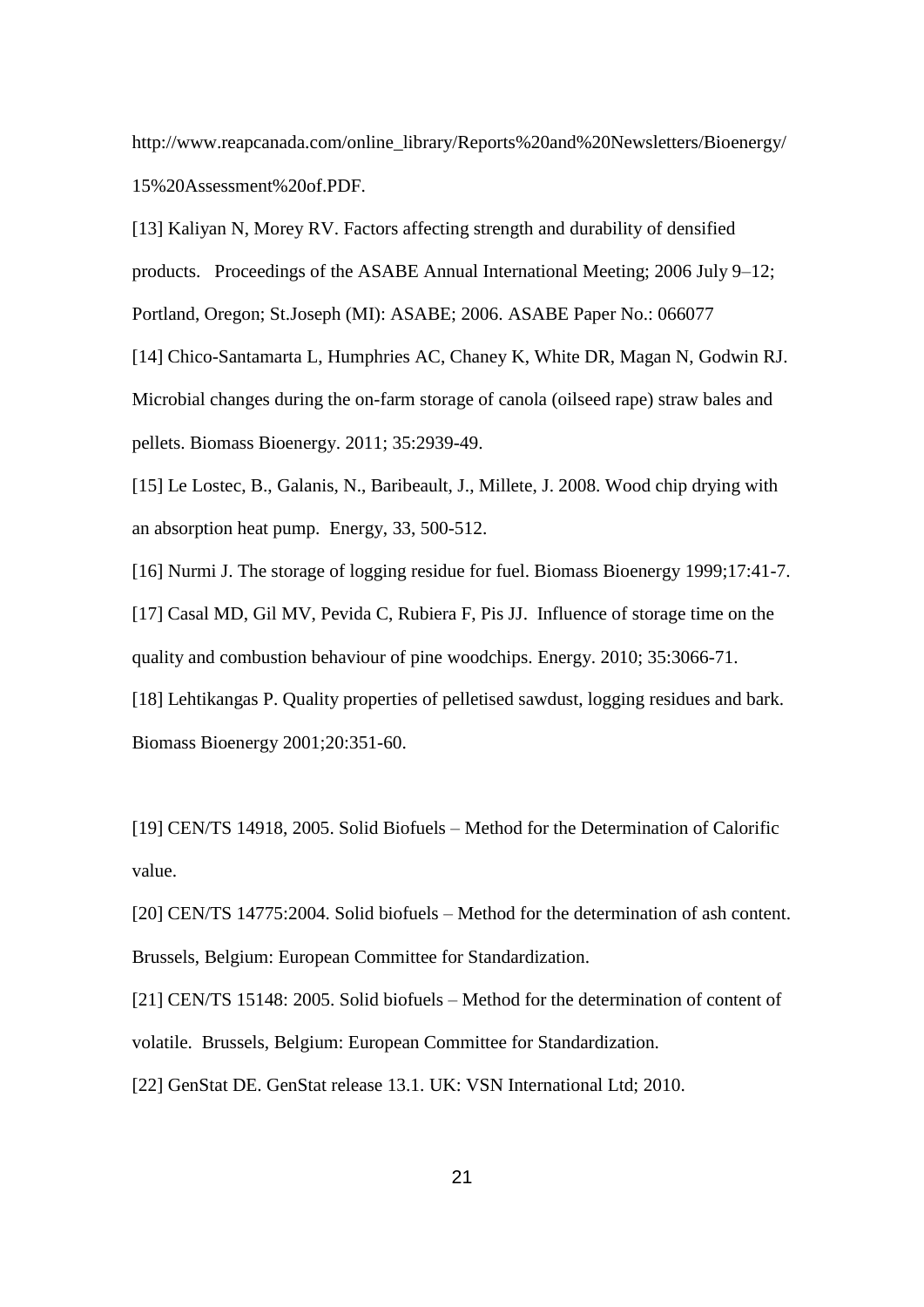http://www.reapcanada.com/online_library/Reports%20and%20Newsletters/Bioenergy/15%20Assessment%20of.PDF.

[13] Kaliyan N, Morey RV. Factors affecting strength and durability of densified products. Proceedings of the ASABE Annual International Meeting; 2006 July 9–12; Portland, Oregon; St.Joseph (MI): ASABE; 2006. ASABE Paper No.: 066077

[14] Chico-Santamarta L, Humphries AC, Chaney K, White DR, Magan N, Godwin RJ. Microbial changes during the on-farm storage of canola (oilseed rape) straw bales and pellets. Biomass Bioenergy. 2011; 35:2939-49.

[15] Le Lostec, B., Galanis, N., Baribeault, J., Millete, J. 2008. Wood chip drying with an absorption heat pump. Energy, 33, 500-512.

[16] Nurmi J. The storage of logging residue for fuel. Biomass Bioenergy 1999;17:41-7.

[17] Casal MD, Gil MV, Pevida C, Rubiera F, Pis JJ. Influence of storage time on the quality and combustion behaviour of pine woodchips. Energy. 2010; 35:3066-71.

[18] Lehtikangas P. Quality properties of pelletised sawdust, logging residues and bark. Biomass Bioenergy 2001;20:351-60.

[19] CEN/TS 14918, 2005. Solid Biofuels – Method for the Determination of Calorific value.

[20] CEN/TS 14775:2004. Solid biofuels – Method for the determination of ash content. Brussels, Belgium: European Committee for Standardization.

[21] CEN/TS 15148: 2005. Solid biofuels – Method for the determination of content of volatile. Brussels, Belgium: European Committee for Standardization.

[22] GenStat DE. GenStat release 13.1. UK: VSN International Ltd; 2010.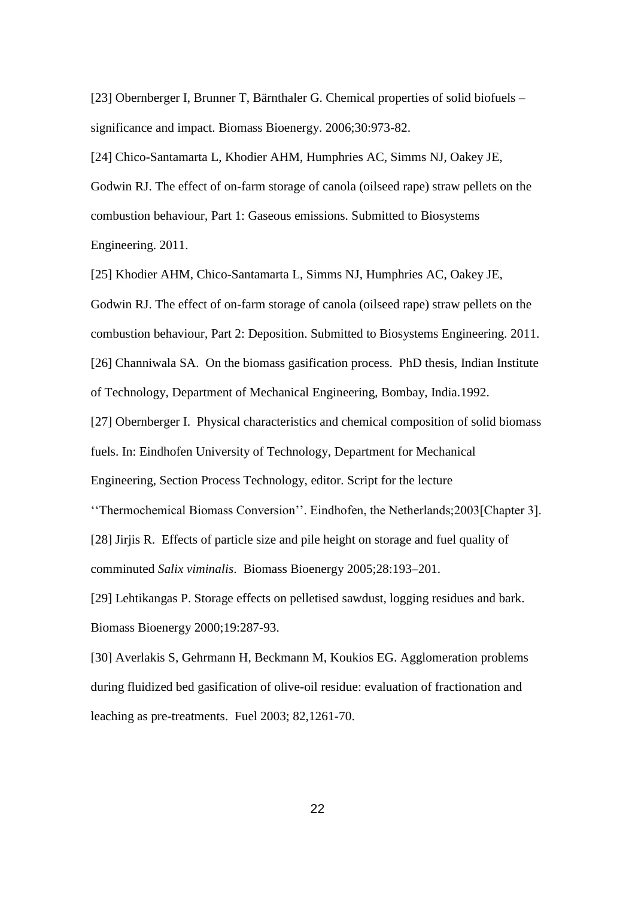[23] Obernberger I, Brunner T, Bärnthaler G. Chemical properties of solid biofuels – significance and impact. Biomass Bioenergy. 2006;30:973-82.

[24] Chico-Santamarta L, Khodier AHM, Humphries AC, Simms NJ, Oakey JE, Godwin RJ. The effect of on-farm storage of canola (oilseed rape) straw pellets on the combustion behaviour, Part 1: Gaseous emissions. Submitted to Biosystems Engineering. 2011.

[25] Khodier AHM, Chico-Santamarta L, Simms NJ, Humphries AC, Oakey JE, Godwin RJ. The effect of on-farm storage of canola (oilseed rape) straw pellets on the combustion behaviour, Part 2: Deposition. Submitted to Biosystems Engineering. 2011.

[26] Channiwala SA. On the biomass gasification process. PhD thesis, Indian Institute of Technology, Department of Mechanical Engineering, Bombay, India.1992.

[27] Obernberger I. Physical characteristics and chemical composition of solid biomass fuels. In: Eindhofen University of Technology, Department for Mechanical Engineering, Section Process Technology, editor. Script for the lecture ''Thermochemical Biomass Conversion''. Eindhofen, the Netherlands;2003[Chapter 3].

[28] Jirjis R. Effects of particle size and pile height on storage and fuel quality of comminuted *Salix viminalis*. Biomass Bioenergy 2005;28:193–201.

[29] Lehtikangas P. Storage effects on pelletised sawdust, logging residues and bark. Biomass Bioenergy 2000;19:287-93.

[30] Averlakis S, Gehrmann H, Beckmann M, Koukios EG. Agglomeration problems during fluidized bed gasification of olive-oil residue: evaluation of fractionation and leaching as pre-treatments. Fuel 2003; 82,1261-70.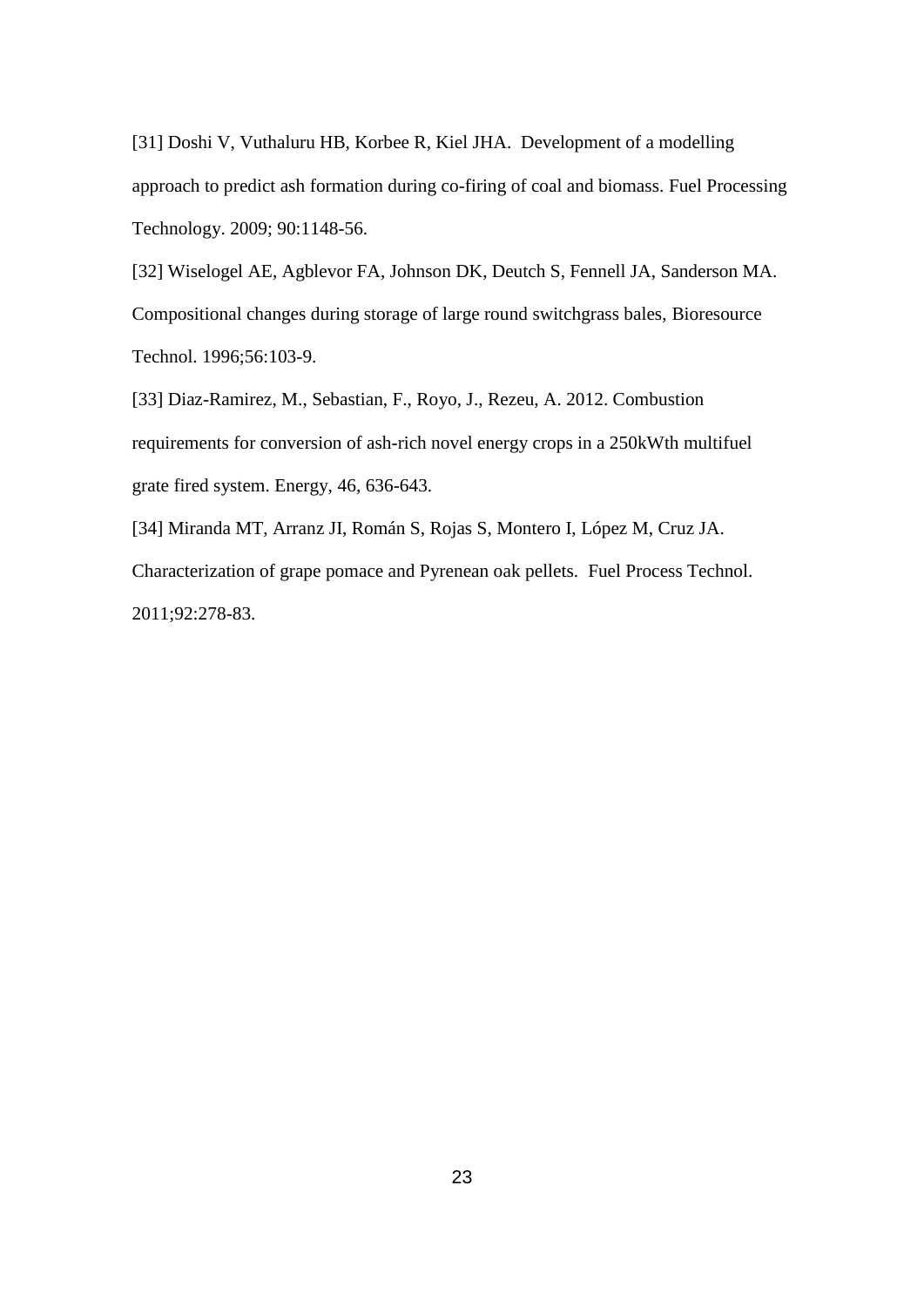[31] Doshi V, Vuthaluru HB, Korbee R, Kiel JHA.  Development of a modelling approach to predict ash formation during co-firing of coal and biomass. Fuel Processing Technology. 2009; 90:1148-56.

[32] Wiselogel AE, Agblevor FA, Johnson DK, Deutch S, Fennell JA, Sanderson MA. Compositional changes during storage of large round switchgrass bales, Bioresource Technol. 1996;56:103-9.

[33] Diaz-Ramirez, M., Sebastian, F., Royo, J., Rezeu, A. 2012. Combustion requirements for conversion of ash-rich novel energy crops in a 250kWth multifuel grate fired system. Energy, 46, 636-643.

[34] Miranda MT, Arranz JI, Román S, Rojas S, Montero I, López M, Cruz JA. Characterization of grape pomace and Pyrenean oak pellets.  Fuel Process Technol. 2011;92:278-83.